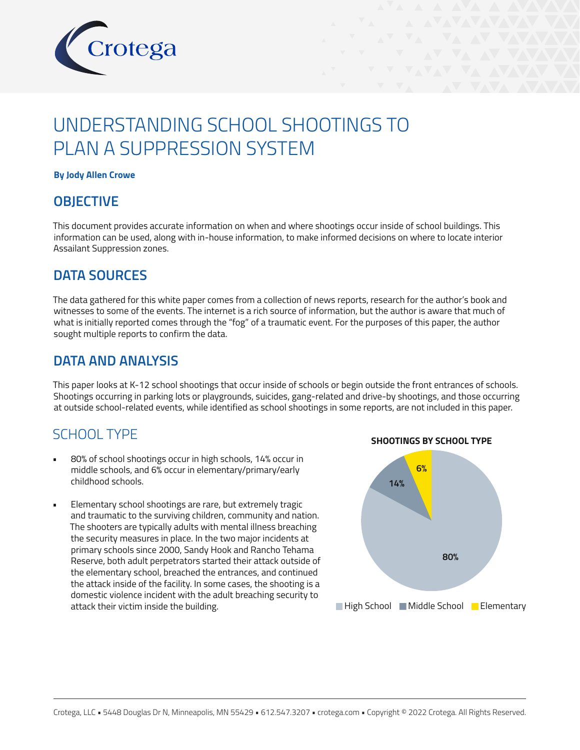# UNDERSTANDING SCHOOL SHOOTINGS TO PLAN A SUPPRESSION SYSTEM

**By Jody Allen Crowe**

## OBJECTIVE

This document provides accurate information on when and where shootings occur inside of school buildings. This information can be used, along with in-house information, to make informed decisions on where to locate interior Assailant Suppression zones.

## DATA SOURCES

The data gathered for this white paper comes from a collection of news reports, research for the author's book and witnesses to some of the events. The internet is a rich source of information, but the author is aware that much of what is initially reported comes through the "fog" of a traumatic event. For the purposes of this paper, the author sought multiple reports to confirm the data.

## DATA AND ANALYSIS

This paper looks at K-12 school shootings that occur inside of schools or begin outside the front entrances of schools. Shootings occurring in parking lots or playgrounds, suicides, gang-related and drive-by shootings, and those occurring at outside school-related events, while identified as school shootings in some reports, are not included in this paper.

### SCHOOL TYPE

- 80% of school shootings occur in high schools, 14% occur in middle schools, and 6% occur in elementary/primary/early childhood schools.
- Elementary school shootings are rare, but extremely tragic and traumatic to the surviving children, community and nation. The shooters are typically adults with mental illness breaching the security measures in place. In the two major incidents at primary schools since 2000, Sandy Hook and Rancho Tehama Reserve, both adult perpetrators started their attack outside of the elementary school, breached the entrances, and continued the attack inside of the facility. In some cases, the shooting is a domestic violence incident with the adult breaching security to attack their victim inside the building.

**SHOOTINGS BY SCHOOL TYPE**

| School Type | Percentage |
| --- | --- |
| High School | 80% |
| Middle School | 14% |
| Elementary | 6% |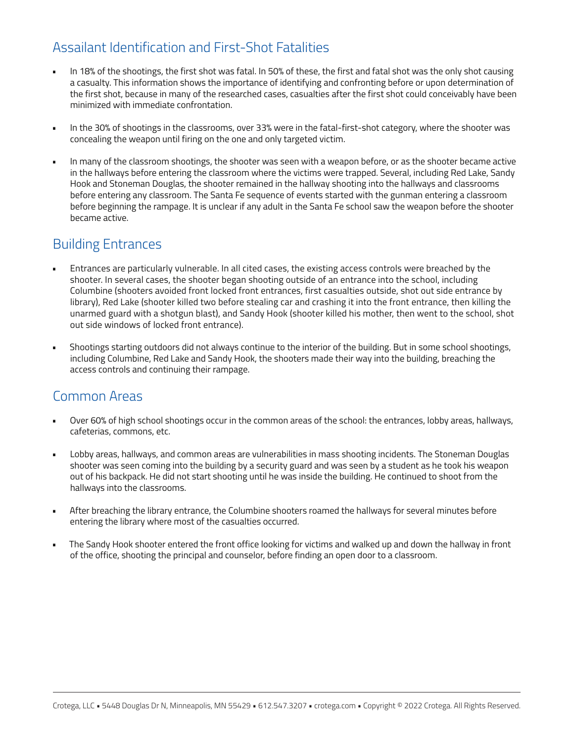## Assailant Identification and First-Shot Fatalities

- In 18% of the shootings, the first shot was fatal. In 50% of these, the first and fatal shot was the only shot causing a casualty. This information shows the importance of identifying and confronting before or upon determination of the first shot, because in many of the researched cases, casualties after the first shot could conceivably have been minimized with immediate confrontation.
- In the 30% of shootings in the classrooms, over 33% were in the fatal-first-shot category, where the shooter was concealing the weapon until firing on the one and only targeted victim.
- In many of the classroom shootings, the shooter was seen with a weapon before, or as the shooter became active in the hallways before entering the classroom where the victims were trapped. Several, including Red Lake, Sandy Hook and Stoneman Douglas, the shooter remained in the hallway shooting into the hallways and classrooms before entering any classroom. The Santa Fe sequence of events started with the gunman entering a classroom before beginning the rampage. It is unclear if any adult in the Santa Fe school saw the weapon before the shooter became active.

## Building Entrances

- Entrances are particularly vulnerable. In all cited cases, the existing access controls were breached by the shooter. In several cases, the shooter began shooting outside of an entrance into the school, including Columbine (shooters avoided front locked front entrances, first casualties outside, shot out side entrance by library), Red Lake (shooter killed two before stealing car and crashing it into the front entrance, then killing the unarmed guard with a shotgun blast), and Sandy Hook (shooter killed his mother, then went to the school, shot out side windows of locked front entrance).
- Shootings starting outdoors did not always continue to the interior of the building. But in some school shootings, including Columbine, Red Lake and Sandy Hook, the shooters made their way into the building, breaching the access controls and continuing their rampage.

## Common Areas

- Over 60% of high school shootings occur in the common areas of the school: the entrances, lobby areas, hallways, cafeterias, commons, etc.
- Lobby areas, hallways, and common areas are vulnerabilities in mass shooting incidents. The Stoneman Douglas shooter was seen coming into the building by a security guard and was seen by a student as he took his weapon out of his backpack. He did not start shooting until he was inside the building. He continued to shoot from the hallways into the classrooms.
- After breaching the library entrance, the Columbine shooters roamed the hallways for several minutes before entering the library where most of the casualties occurred.
- The Sandy Hook shooter entered the front office looking for victims and walked up and down the hallway in front of the office, shooting the principal and counselor, before finding an open door to a classroom.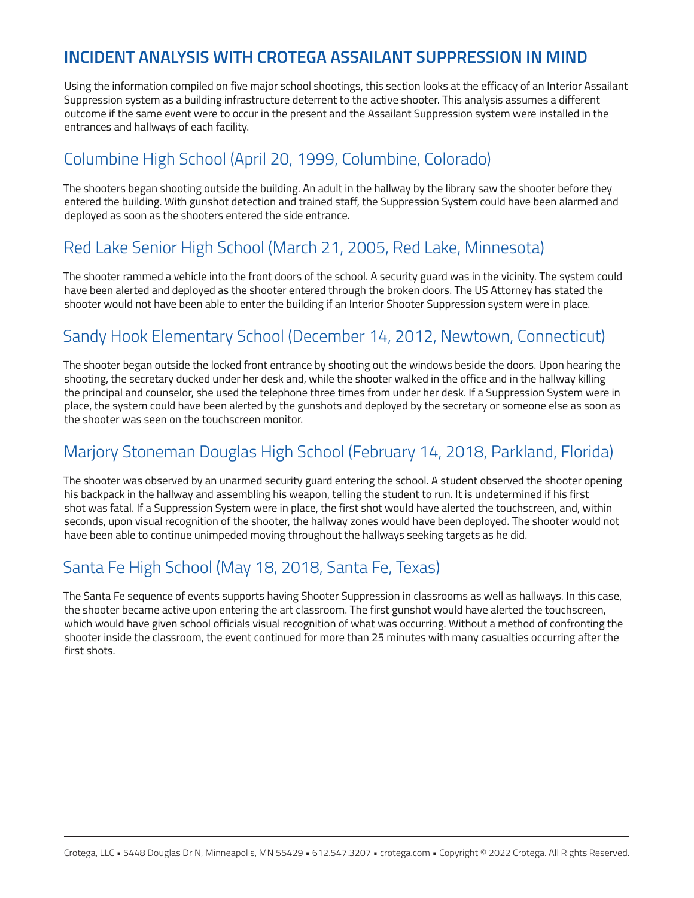## INCIDENT ANALYSIS WITH CROTEGA ASSAILANT SUPPRESSION IN MIND

Using the information compiled on five major school shootings, this section looks at the efficacy of an Interior Assailant Suppression system as a building infrastructure deterrent to the active shooter. This analysis assumes a different outcome if the same event were to occur in the present and the Assailant Suppression system were installed in the entrances and hallways of each facility.

### Columbine High School (April 20, 1999, Columbine, Colorado)

The shooters began shooting outside the building. An adult in the hallway by the library saw the shooter before they entered the building. With gunshot detection and trained staff, the Suppression System could have been alarmed and deployed as soon as the shooters entered the side entrance.

### Red Lake Senior High School (March 21, 2005, Red Lake, Minnesota)

The shooter rammed a vehicle into the front doors of the school. A security guard was in the vicinity. The system could have been alerted and deployed as the shooter entered through the broken doors. The US Attorney has stated the shooter would not have been able to enter the building if an Interior Shooter Suppression system were in place.

### Sandy Hook Elementary School (December 14, 2012, Newtown, Connecticut)

The shooter began outside the locked front entrance by shooting out the windows beside the doors. Upon hearing the shooting, the secretary ducked under her desk and, while the shooter walked in the office and in the hallway killing the principal and counselor, she used the telephone three times from under her desk. If a Suppression System were in place, the system could have been alerted by the gunshots and deployed by the secretary or someone else as soon as the shooter was seen on the touchscreen monitor.

### Marjory Stoneman Douglas High School (February 14, 2018, Parkland, Florida)

The shooter was observed by an unarmed security guard entering the school. A student observed the shooter opening his backpack in the hallway and assembling his weapon, telling the student to run. It is undetermined if his first shot was fatal. If a Suppression System were in place, the first shot would have alerted the touchscreen, and, within seconds, upon visual recognition of the shooter, the hallway zones would have been deployed. The shooter would not have been able to continue unimpeded moving throughout the hallways seeking targets as he did.

### Santa Fe High School (May 18, 2018, Santa Fe, Texas)

The Santa Fe sequence of events supports having Shooter Suppression in classrooms as well as hallways. In this case, the shooter became active upon entering the art classroom. The first gunshot would have alerted the touchscreen, which would have given school officials visual recognition of what was occurring. Without a method of confronting the shooter inside the classroom, the event continued for more than 25 minutes with many casualties occurring after the first shots.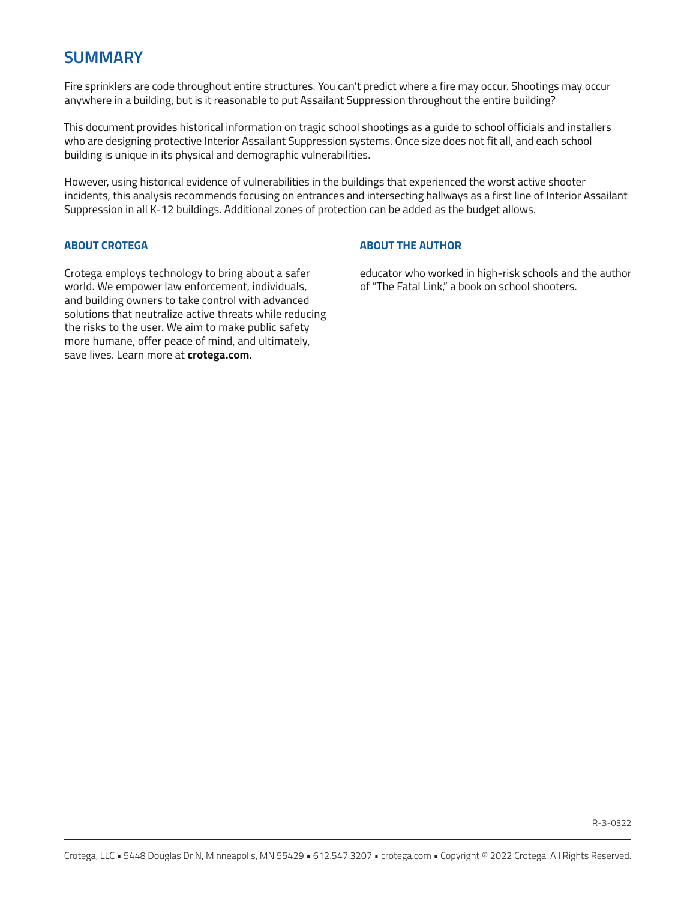## SUMMARY

Fire sprinklers are code throughout entire structures. You can't predict where a fire may occur. Shootings may occur anywhere in a building, but is it reasonable to put Assailant Suppression throughout the entire building?

This document provides historical information on tragic school shootings as a guide to school officials and installers who are designing protective Interior Assailant Suppression systems. Once size does not fit all, and each school building is unique in its physical and demographic vulnerabilities.

However, using historical evidence of vulnerabilities in the buildings that experienced the worst active shooter incidents, this analysis recommends focusing on entrances and intersecting hallways as a first line of Interior Assailant Suppression in all K-12 buildings. Additional zones of protection can be added as the budget allows.

### ABOUT CROTEGA

Crotega employs technology to bring about a safer world. We empower law enforcement, individuals, and building owners to take control with advanced solutions that neutralize active threats while reducing the risks to the user. We aim to make public safety more humane, offer peace of mind, and ultimately, save lives. Learn more at **crotega.com**.

### ABOUT THE AUTHOR

educator who worked in high-risk schools and the author of "The Fatal Link," a book on school shooters.

R-3-0322

Crotega, LLC ▪ 5448 Douglas Dr N, Minneapolis, MN 55429 ▪ 612.547.3207 ▪ crotega.com ▪ Copyright © 2022 Crotega. All Rights Reserved.